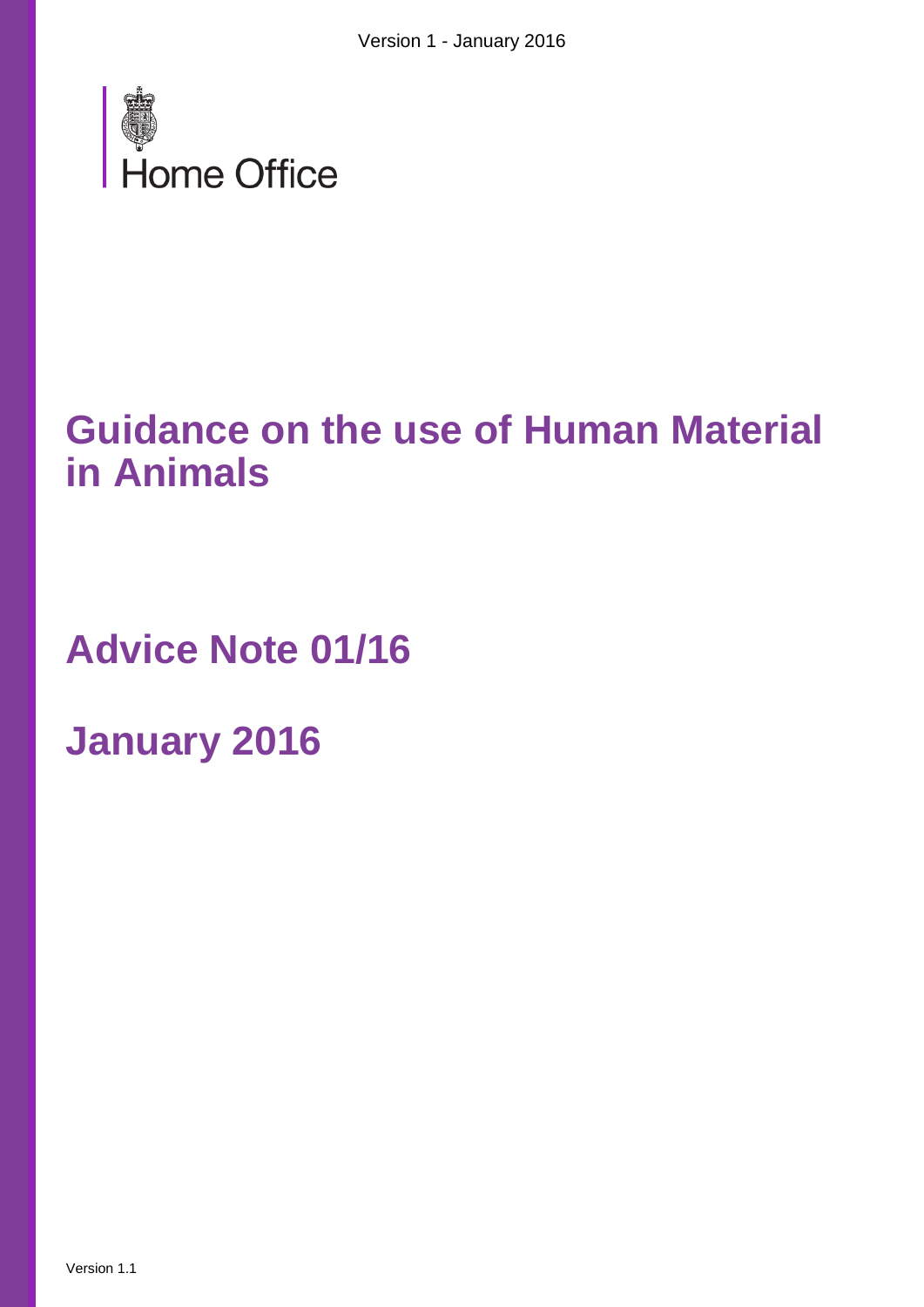Home Office

# Guidance on the use of Human Material in Animals

# Advice Note 01/16

# January 2016

Version 1.1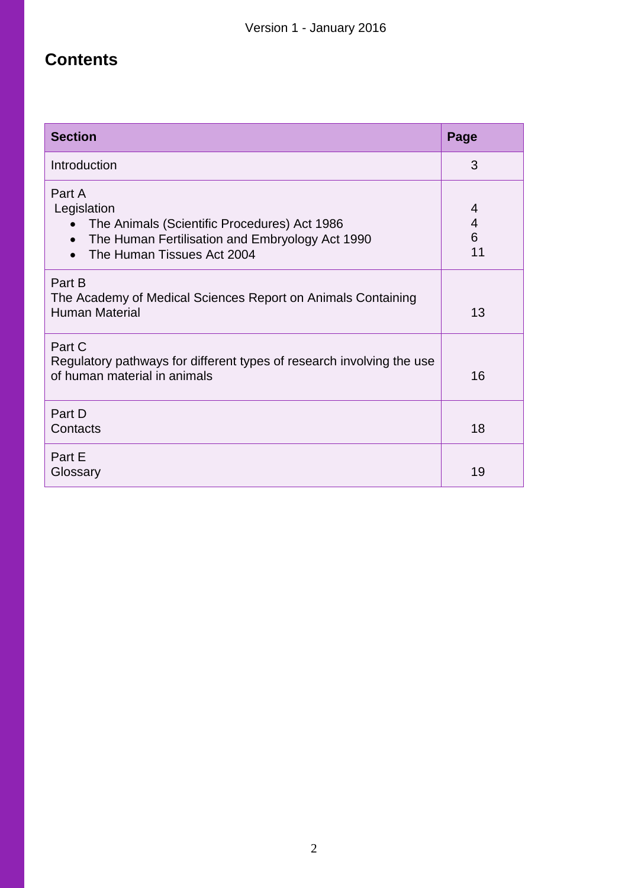## Contents

| Section | Page |
|---|---|
| Introduction | 3 |
| Part A<br>Legislation<br>• The Animals (Scientific Procedures) Act 1986<br>• The Human Fertilisation and Embryology Act 1990<br>• The Human Tissues Act 2004 | 4<br>4<br>6<br>11 |
| Part B<br>The Academy of Medical Sciences Report on Animals Containing Human Material | 13 |
| Part C<br>Regulatory pathways for different types of research involving the use of human material in animals | 16 |
| Part D<br>Contacts | 18 |
| Part E<br>Glossary | 19 |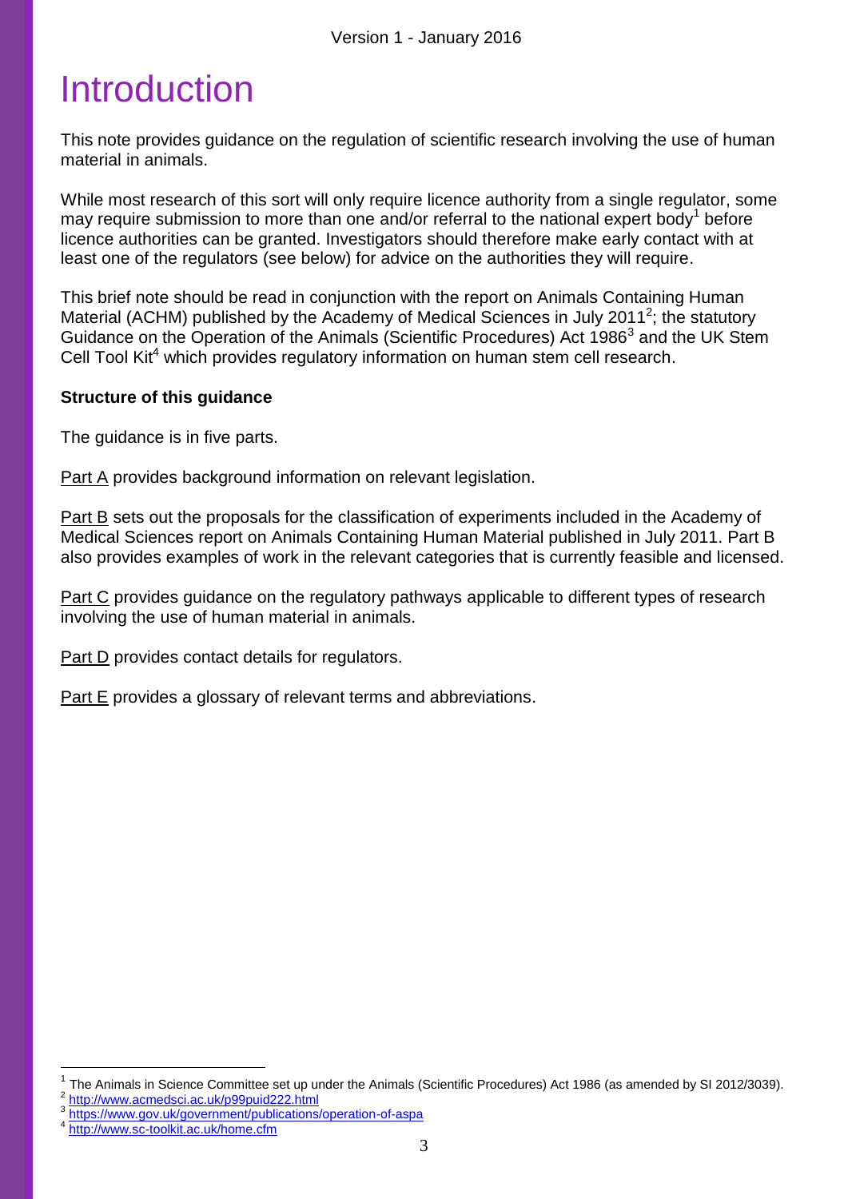# Introduction

This note provides guidance on the regulation of scientific research involving the use of human material in animals.

While most research of this sort will only require licence authority from a single regulator, some may require submission to more than one and/or referral to the national expert body[1] before licence authorities can be granted. Investigators should therefore make early contact with at least one of the regulators (see below) for advice on the authorities they will require.

This brief note should be read in conjunction with the report on Animals Containing Human Material (ACHM) published by the Academy of Medical Sciences in July 2011[2]; the statutory Guidance on the Operation of the Animals (Scientific Procedures) Act 1986[3] and the UK Stem Cell Tool Kit[4] which provides regulatory information on human stem cell research.

**Structure of this guidance**

The guidance is in five parts.

Part A provides background information on relevant legislation.

Part B sets out the proposals for the classification of experiments included in the Academy of Medical Sciences report on Animals Containing Human Material published in July 2011. Part B also provides examples of work in the relevant categories that is currently feasible and licensed.

Part C provides guidance on the regulatory pathways applicable to different types of research involving the use of human material in animals.

Part D provides contact details for regulators.

Part E provides a glossary of relevant terms and abbreviations.

---

[1] The Animals in Science Committee set up under the Animals (Scientific Procedures) Act 1986 (as amended by SI 2012/3039).

[2] http://www.acmedsci.ac.uk/p99puid222.html

[3] https://www.gov.uk/government/publications/operation-of-aspa

[4] http://www.sc-toolkit.ac.uk/home.cfm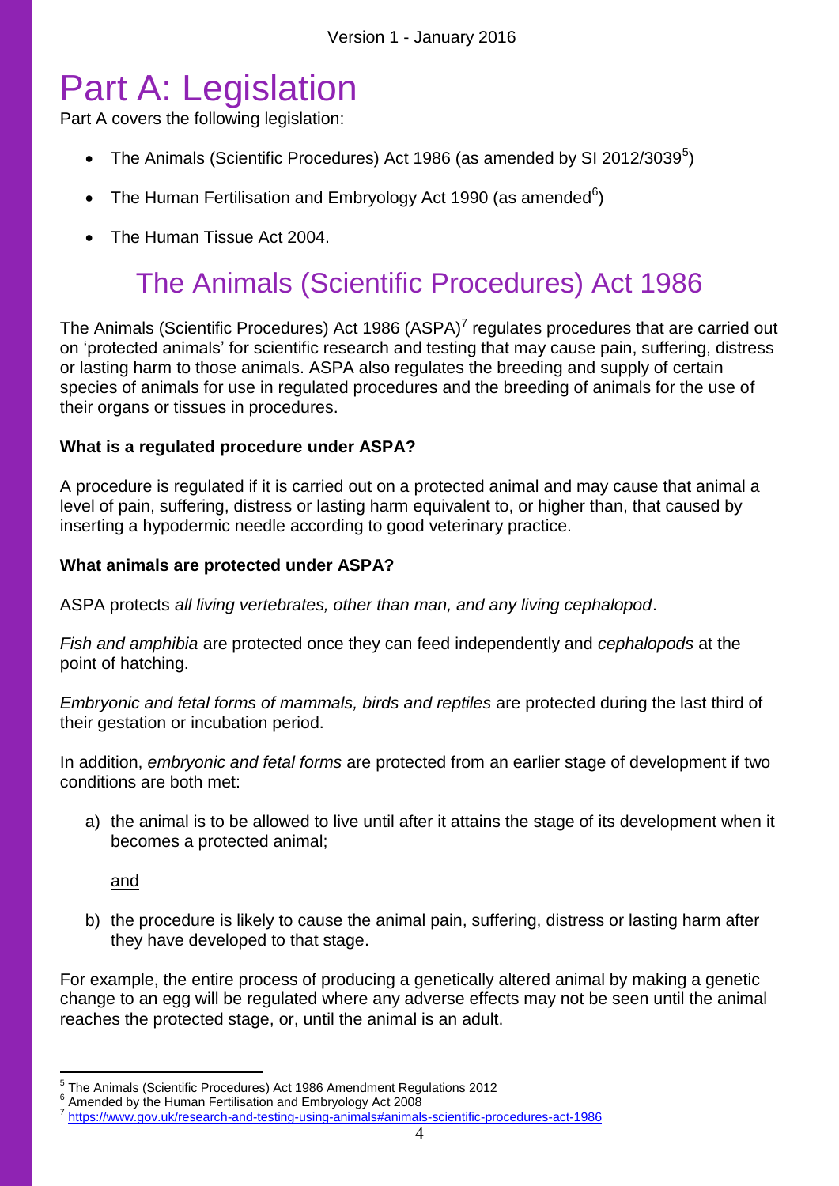# Part A: Legislation

Part A covers the following legislation:

- The Animals (Scientific Procedures) Act 1986 (as amended by SI 2012/3039[5])
- The Human Fertilisation and Embryology Act 1990 (as amended[6])
- The Human Tissue Act 2004.

## The Animals (Scientific Procedures) Act 1986

The Animals (Scientific Procedures) Act 1986 (ASPA)[7] regulates procedures that are carried out on 'protected animals' for scientific research and testing that may cause pain, suffering, distress or lasting harm to those animals. ASPA also regulates the breeding and supply of certain species of animals for use in regulated procedures and the breeding of animals for the use of their organs or tissues in procedures.

**What is a regulated procedure under ASPA?**

A procedure is regulated if it is carried out on a protected animal and may cause that animal a level of pain, suffering, distress or lasting harm equivalent to, or higher than, that caused by inserting a hypodermic needle according to good veterinary practice.

**What animals are protected under ASPA?**

ASPA protects *all living vertebrates, other than man, and any living cephalopod*.

*Fish and amphibia* are protected once they can feed independently and *cephalopods* at the point of hatching.

*Embryonic and fetal forms of mammals, birds and reptiles* are protected during the last third of their gestation or incubation period.

In addition, *embryonic and fetal forms* are protected from an earlier stage of development if two conditions are both met:

a) the animal is to be allowed to live until after it attains the stage of its development when it becomes a protected animal;

   and

b) the procedure is likely to cause the animal pain, suffering, distress or lasting harm after they have developed to that stage.

For example, the entire process of producing a genetically altered animal by making a genetic change to an egg will be regulated where any adverse effects may not be seen until the animal reaches the protected stage, or, until the animal is an adult.

---

[5] The Animals (Scientific Procedures) Act 1986 Amendment Regulations 2012

[6] Amended by the Human Fertilisation and Embryology Act 2008

[7] https://www.gov.uk/research-and-testing-using-animals#animals-scientific-procedures-act-1986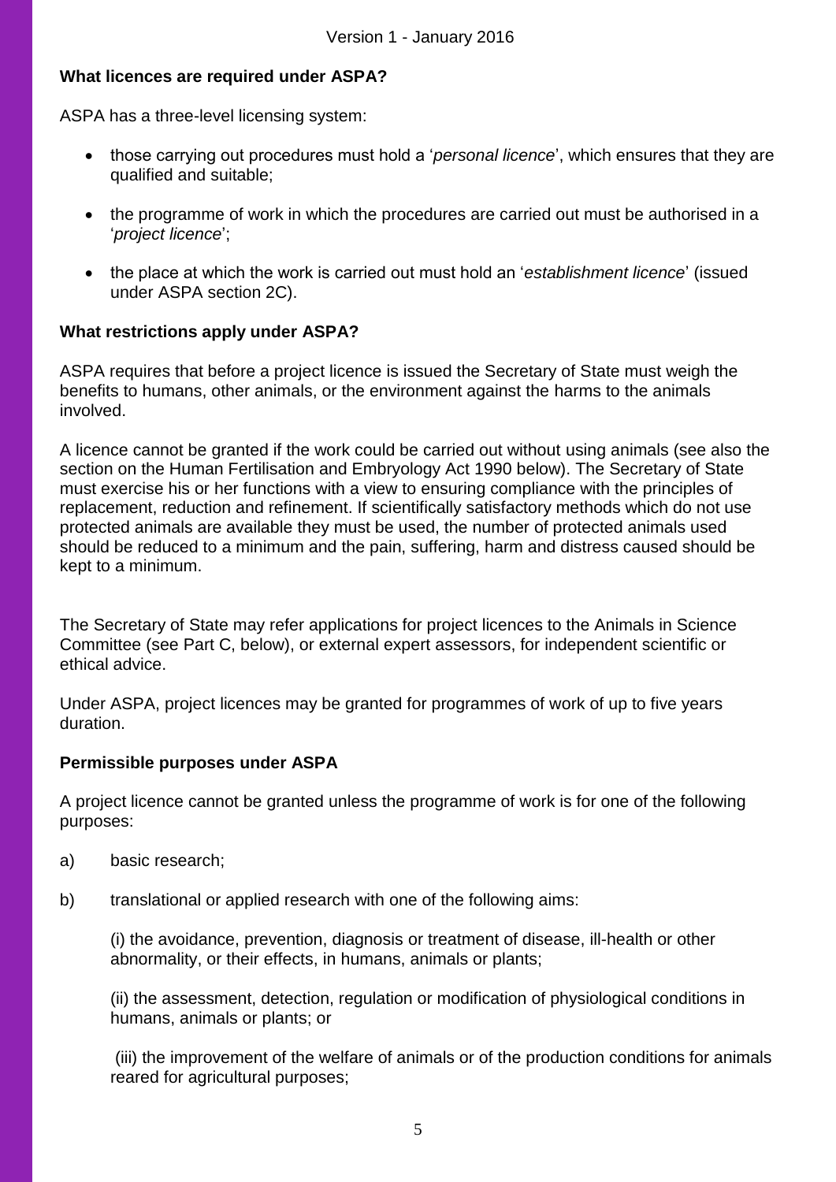### What licences are required under ASPA?

ASPA has a three-level licensing system:

- those carrying out procedures must hold a '*personal licence*', which ensures that they are qualified and suitable;
- the programme of work in which the procedures are carried out must be authorised in a '*project licence*';
- the place at which the work is carried out must hold an '*establishment licence*' (issued under ASPA section 2C).

### What restrictions apply under ASPA?

ASPA requires that before a project licence is issued the Secretary of State must weigh the benefits to humans, other animals, or the environment against the harms to the animals involved.

A licence cannot be granted if the work could be carried out without using animals (see also the section on the Human Fertilisation and Embryology Act 1990 below). The Secretary of State must exercise his or her functions with a view to ensuring compliance with the principles of replacement, reduction and refinement. If scientifically satisfactory methods which do not use protected animals are available they must be used, the number of protected animals used should be reduced to a minimum and the pain, suffering, harm and distress caused should be kept to a minimum.

The Secretary of State may refer applications for project licences to the Animals in Science Committee (see Part C, below), or external expert assessors, for independent scientific or ethical advice.

Under ASPA, project licences may be granted for programmes of work of up to five years duration.

### Permissible purposes under ASPA

A project licence cannot be granted unless the programme of work is for one of the following purposes:

a) basic research;

b) translational or applied research with one of the following aims:

(i) the avoidance, prevention, diagnosis or treatment of disease, ill-health or other abnormality, or their effects, in humans, animals or plants;

(ii) the assessment, detection, regulation or modification of physiological conditions in humans, animals or plants; or

(iii) the improvement of the welfare of animals or of the production conditions for animals reared for agricultural purposes;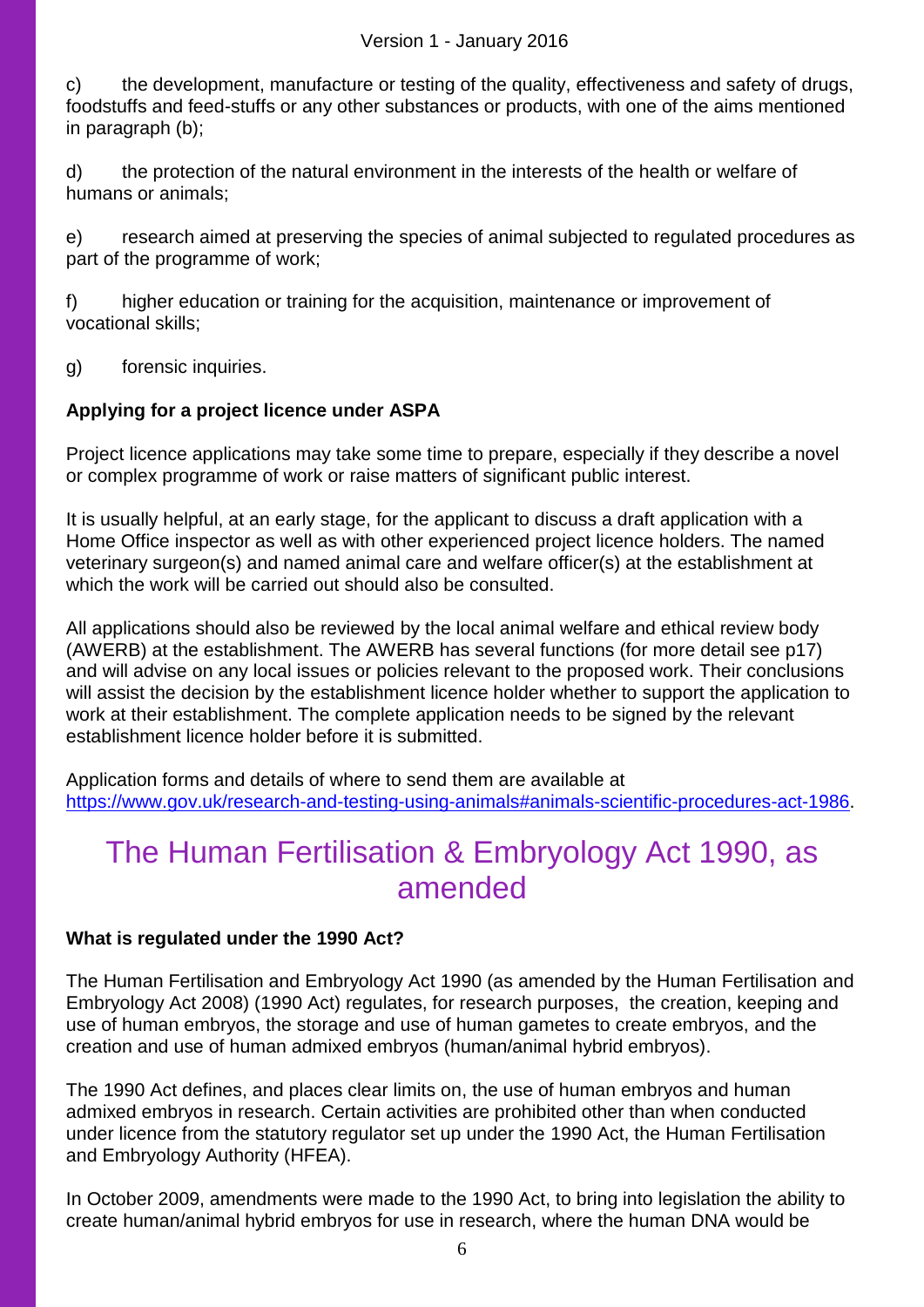c) the development, manufacture or testing of the quality, effectiveness and safety of drugs, foodstuffs and feed-stuffs or any other substances or products, with one of the aims mentioned in paragraph (b);

d) the protection of the natural environment in the interests of the health or welfare of humans or animals;

e) research aimed at preserving the species of animal subjected to regulated procedures as part of the programme of work;

f) higher education or training for the acquisition, maintenance or improvement of vocational skills;

g) forensic inquiries.

**Applying for a project licence under ASPA**

Project licence applications may take some time to prepare, especially if they describe a novel or complex programme of work or raise matters of significant public interest.

It is usually helpful, at an early stage, for the applicant to discuss a draft application with a Home Office inspector as well as with other experienced project licence holders. The named veterinary surgeon(s) and named animal care and welfare officer(s) at the establishment at which the work will be carried out should also be consulted.

All applications should also be reviewed by the local animal welfare and ethical review body (AWERB) at the establishment. The AWERB has several functions (for more detail see p17) and will advise on any local issues or policies relevant to the proposed work. Their conclusions will assist the decision by the establishment licence holder whether to support the application to work at their establishment. The complete application needs to be signed by the relevant establishment licence holder before it is submitted.

Application forms and details of where to send them are available at https://www.gov.uk/research-and-testing-using-animals#animals-scientific-procedures-act-1986.

# The Human Fertilisation & Embryology Act 1990, as amended

**What is regulated under the 1990 Act?**

The Human Fertilisation and Embryology Act 1990 (as amended by the Human Fertilisation and Embryology Act 2008) (1990 Act) regulates, for research purposes, the creation, keeping and use of human embryos, the storage and use of human gametes to create embryos, and the creation and use of human admixed embryos (human/animal hybrid embryos).

The 1990 Act defines, and places clear limits on, the use of human embryos and human admixed embryos in research. Certain activities are prohibited other than when conducted under licence from the statutory regulator set up under the 1990 Act, the Human Fertilisation and Embryology Authority (HFEA).

In October 2009, amendments were made to the 1990 Act, to bring into legislation the ability to create human/animal hybrid embryos for use in research, where the human DNA would be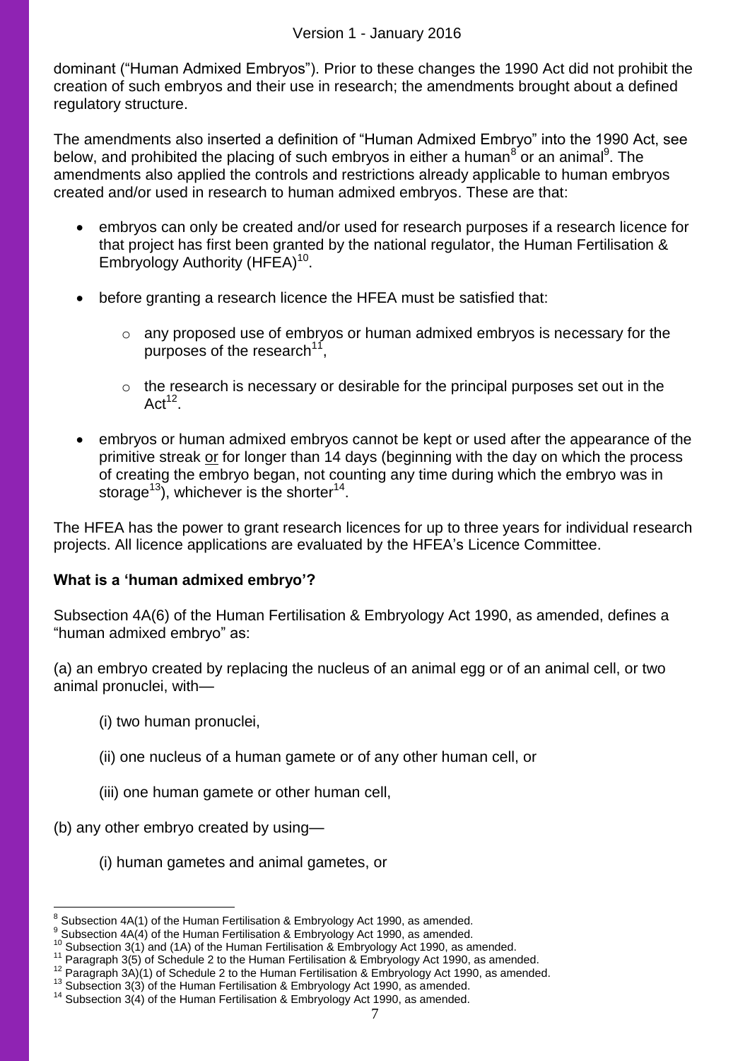dominant ("Human Admixed Embryos"). Prior to these changes the 1990 Act did not prohibit the creation of such embryos and their use in research; the amendments brought about a defined regulatory structure.

The amendments also inserted a definition of "Human Admixed Embryo" into the 1990 Act, see below, and prohibited the placing of such embryos in either a human[8] or an animal[9]. The amendments also applied the controls and restrictions already applicable to human embryos created and/or used in research to human admixed embryos. These are that:

- embryos can only be created and/or used for research purposes if a research licence for that project has first been granted by the national regulator, the Human Fertilisation & Embryology Authority (HFEA)[10].
- before granting a research licence the HFEA must be satisfied that:
  - any proposed use of embryos or human admixed embryos is necessary for the purposes of the research[11],
  - the research is necessary or desirable for the principal purposes set out in the Act[12].
- embryos or human admixed embryos cannot be kept or used after the appearance of the primitive streak <u>or</u> for longer than 14 days (beginning with the day on which the process of creating the embryo began, not counting any time during which the embryo was in storage[13]), whichever is the shorter[14].

The HFEA has the power to grant research licences for up to three years for individual research projects. All licence applications are evaluated by the HFEA's Licence Committee.

**What is a 'human admixed embryo'?**

Subsection 4A(6) of the Human Fertilisation & Embryology Act 1990, as amended, defines a "human admixed embryo" as:

(a) an embryo created by replacing the nucleus of an animal egg or of an animal cell, or two animal pronuclei, with—

(i) two human pronuclei,

(ii) one nucleus of a human gamete or of any other human cell, or

(iii) one human gamete or other human cell,

(b) any other embryo created by using—

(i) human gametes and animal gametes, or

---

[8] Subsection 4A(1) of the Human Fertilisation & Embryology Act 1990, as amended.
[9] Subsection 4A(4) of the Human Fertilisation & Embryology Act 1990, as amended.
[10] Subsection 3(1) and (1A) of the Human Fertilisation & Embryology Act 1990, as amended.
[11] Paragraph 3(5) of Schedule 2 to the Human Fertilisation & Embryology Act 1990, as amended.
[12] Paragraph 3A)(1) of Schedule 2 to the Human Fertilisation & Embryology Act 1990, as amended.
[13] Subsection 3(3) of the Human Fertilisation & Embryology Act 1990, as amended.
[14] Subsection 3(4) of the Human Fertilisation & Embryology Act 1990, as amended.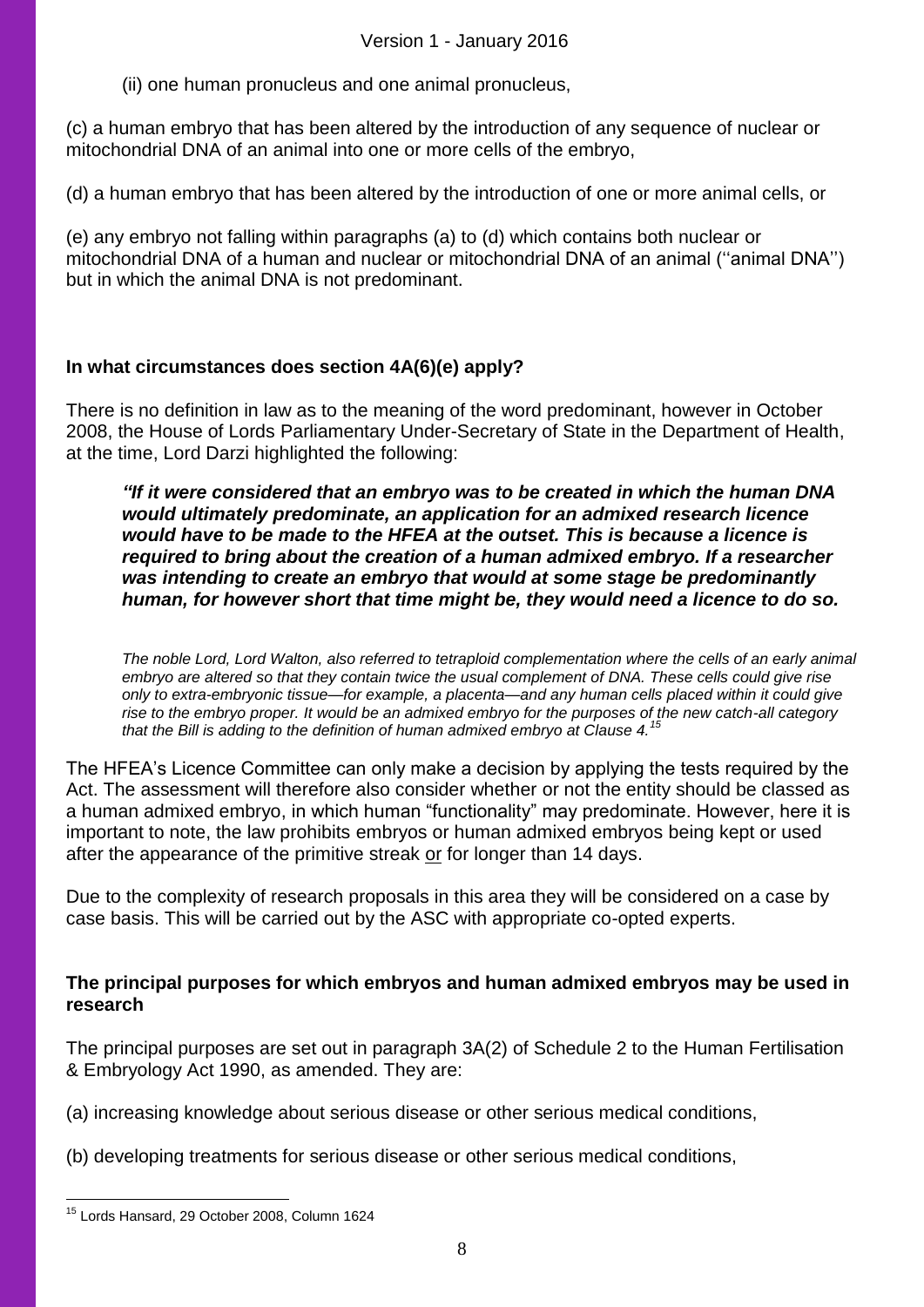(ii) one human pronucleus and one animal pronucleus,

(c) a human embryo that has been altered by the introduction of any sequence of nuclear or mitochondrial DNA of an animal into one or more cells of the embryo,

(d) a human embryo that has been altered by the introduction of one or more animal cells, or

(e) any embryo not falling within paragraphs (a) to (d) which contains both nuclear or mitochondrial DNA of a human and nuclear or mitochondrial DNA of an animal (''animal DNA'') but in which the animal DNA is not predominant.

### In what circumstances does section 4A(6)(e) apply?

There is no definition in law as to the meaning of the word predominant, however in October 2008, the House of Lords Parliamentary Under-Secretary of State in the Department of Health, at the time, Lord Darzi highlighted the following:

> ***"If it were considered that an embryo was to be created in which the human DNA would ultimately predominate, an application for an admixed research licence would have to be made to the HFEA at the outset. This is because a licence is required to bring about the creation of a human admixed embryo. If a researcher was intending to create an embryo that would at some stage be predominantly human, for however short that time might be, they would need a licence to do so.***
>
> *The noble Lord, Lord Walton, also referred to tetraploid complementation where the cells of an early animal embryo are altered so that they contain twice the usual complement of DNA. These cells could give rise only to extra-embryonic tissue—for example, a placenta—and any human cells placed within it could give rise to the embryo proper. It would be an admixed embryo for the purposes of the new catch-all category that the Bill is adding to the definition of human admixed embryo at Clause 4.*[15]

The HFEA's Licence Committee can only make a decision by applying the tests required by the Act. The assessment will therefore also consider whether or not the entity should be classed as a human admixed embryo, in which human "functionality" may predominate. However, here it is important to note, the law prohibits embryos or human admixed embryos being kept or used after the appearance of the primitive streak <u>or</u> for longer than 14 days.

Due to the complexity of research proposals in this area they will be considered on a case by case basis. This will be carried out by the ASC with appropriate co-opted experts.

### The principal purposes for which embryos and human admixed embryos may be used in research

The principal purposes are set out in paragraph 3A(2) of Schedule 2 to the Human Fertilisation & Embryology Act 1990, as amended. They are:

(a) increasing knowledge about serious disease or other serious medical conditions,

(b) developing treatments for serious disease or other serious medical conditions,

---

[15] Lords Hansard, 29 October 2008, Column 1624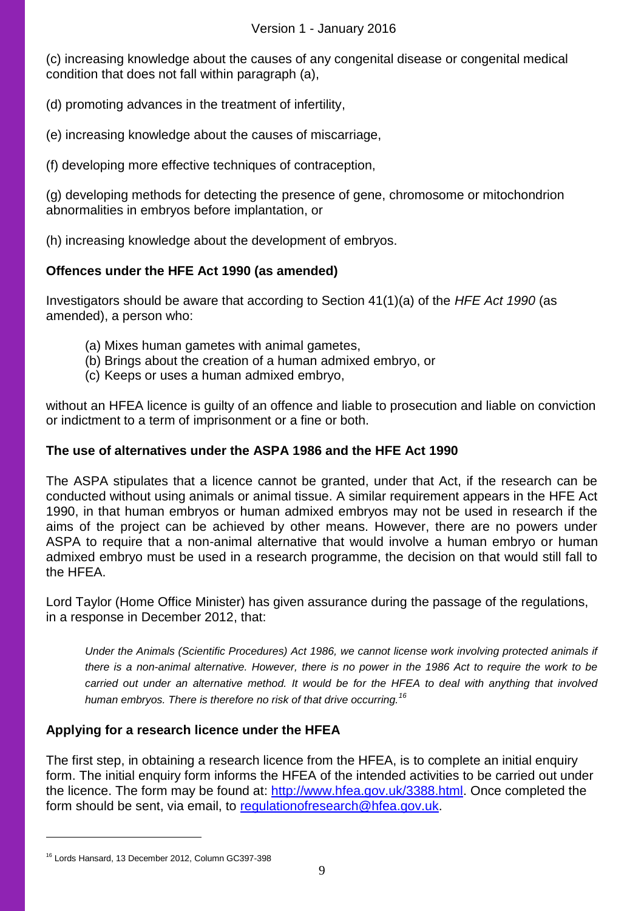(c) increasing knowledge about the causes of any congenital disease or congenital medical condition that does not fall within paragraph (a),

(d) promoting advances in the treatment of infertility,

(e) increasing knowledge about the causes of miscarriage,

(f) developing more effective techniques of contraception,

(g) developing methods for detecting the presence of gene, chromosome or mitochondrion abnormalities in embryos before implantation, or

(h) increasing knowledge about the development of embryos.

**Offences under the HFE Act 1990 (as amended)**

Investigators should be aware that according to Section 41(1)(a) of the *HFE Act 1990* (as amended), a person who:

- (a) Mixes human gametes with animal gametes,
- (b) Brings about the creation of a human admixed embryo, or
- (c) Keeps or uses a human admixed embryo,

without an HFEA licence is guilty of an offence and liable to prosecution and liable on conviction or indictment to a term of imprisonment or a fine or both.

**The use of alternatives under the ASPA 1986 and the HFE Act 1990**

The ASPA stipulates that a licence cannot be granted, under that Act, if the research can be conducted without using animals or animal tissue. A similar requirement appears in the HFE Act 1990, in that human embryos or human admixed embryos may not be used in research if the aims of the project can be achieved by other means. However, there are no powers under ASPA to require that a non-animal alternative that would involve a human embryo or human admixed embryo must be used in a research programme, the decision on that would still fall to the HFEA.

Lord Taylor (Home Office Minister) has given assurance during the passage of the regulations, in a response in December 2012, that:

> *Under the Animals (Scientific Procedures) Act 1986, we cannot license work involving protected animals if there is a non-animal alternative. However, there is no power in the 1986 Act to require the work to be carried out under an alternative method. It would be for the HFEA to deal with anything that involved human embryos. There is therefore no risk of that drive occurring.*[16]

**Applying for a research licence under the HFEA**

The first step, in obtaining a research licence from the HFEA, is to complete an initial enquiry form. The initial enquiry form informs the HFEA of the intended activities to be carried out under the licence. The form may be found at: http://www.hfea.gov.uk/3388.html. Once completed the form should be sent, via email, to regulationofresearch@hfea.gov.uk.

---

[16] Lords Hansard, 13 December 2012, Column GC397-398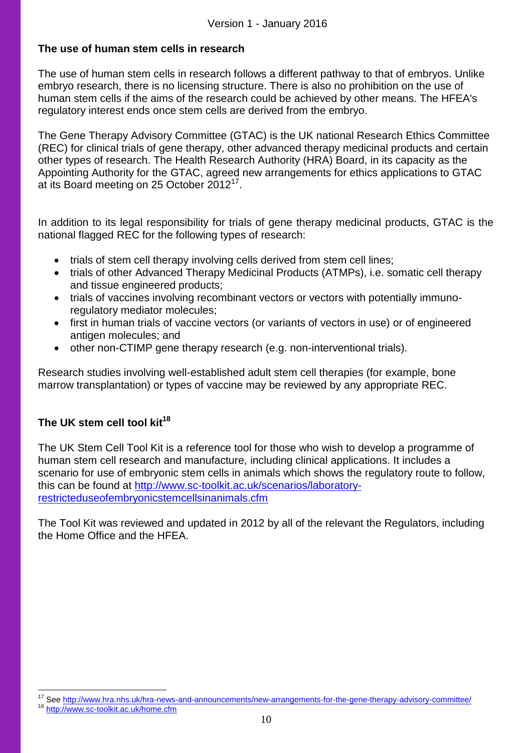## The use of human stem cells in research

The use of human stem cells in research follows a different pathway to that of embryos. Unlike embryo research, there is no licensing structure. There is also no prohibition on the use of human stem cells if the aims of the research could be achieved by other means. The HFEA's regulatory interest ends once stem cells are derived from the embryo.

The Gene Therapy Advisory Committee (GTAC) is the UK national Research Ethics Committee (REC) for clinical trials of gene therapy, other advanced therapy medicinal products and certain other types of research. The Health Research Authority (HRA) Board, in its capacity as the Appointing Authority for the GTAC, agreed new arrangements for ethics applications to GTAC at its Board meeting on 25 October 2012[17].

In addition to its legal responsibility for trials of gene therapy medicinal products, GTAC is the national flagged REC for the following types of research:

- trials of stem cell therapy involving cells derived from stem cell lines;
- trials of other Advanced Therapy Medicinal Products (ATMPs), i.e. somatic cell therapy and tissue engineered products;
- trials of vaccines involving recombinant vectors or vectors with potentially immuno-regulatory mediator molecules;
- first in human trials of vaccine vectors (or variants of vectors in use) or of engineered antigen molecules; and
- other non-CTIMP gene therapy research (e.g. non-interventional trials).

Research studies involving well-established adult stem cell therapies (for example, bone marrow transplantation) or types of vaccine may be reviewed by any appropriate REC.

## The UK stem cell tool kit[18]

The UK Stem Cell Tool Kit is a reference tool for those who wish to develop a programme of human stem cell research and manufacture, including clinical applications. It includes a scenario for use of embryonic stem cells in animals which shows the regulatory route to follow, this can be found at http://www.sc-toolkit.ac.uk/scenarios/laboratory-restricteduseofembryonicstemcellsinanimals.cfm

The Tool Kit was reviewed and updated in 2012 by all of the relevant the Regulators, including the Home Office and the HFEA.

---

[17] See http://www.hra.nhs.uk/hra-news-and-announcements/new-arrangements-for-the-gene-therapy-advisory-committee/

[18] http://www.sc-toolkit.ac.uk/home.cfm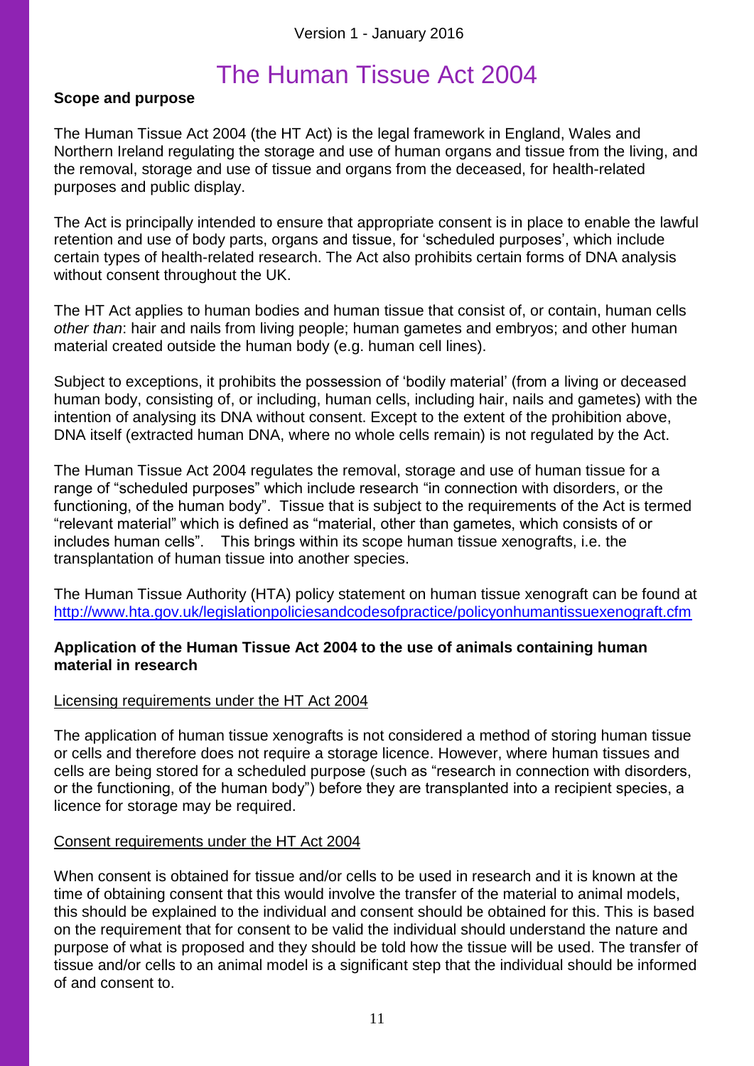# The Human Tissue Act 2004

**Scope and purpose**

The Human Tissue Act 2004 (the HT Act) is the legal framework in England, Wales and Northern Ireland regulating the storage and use of human organs and tissue from the living, and the removal, storage and use of tissue and organs from the deceased, for health-related purposes and public display.

The Act is principally intended to ensure that appropriate consent is in place to enable the lawful retention and use of body parts, organs and tissue, for 'scheduled purposes', which include certain types of health-related research. The Act also prohibits certain forms of DNA analysis without consent throughout the UK.

The HT Act applies to human bodies and human tissue that consist of, or contain, human cells *other than*: hair and nails from living people; human gametes and embryos; and other human material created outside the human body (e.g. human cell lines).

Subject to exceptions, it prohibits the possession of 'bodily material' (from a living or deceased human body, consisting of, or including, human cells, including hair, nails and gametes) with the intention of analysing its DNA without consent. Except to the extent of the prohibition above, DNA itself (extracted human DNA, where no whole cells remain) is not regulated by the Act.

The Human Tissue Act 2004 regulates the removal, storage and use of human tissue for a range of "scheduled purposes" which include research "in connection with disorders, or the functioning, of the human body". Tissue that is subject to the requirements of the Act is termed "relevant material" which is defined as "material, other than gametes, which consists of or includes human cells". This brings within its scope human tissue xenografts, i.e. the transplantation of human tissue into another species.

The Human Tissue Authority (HTA) policy statement on human tissue xenograft can be found at http://www.hta.gov.uk/legislationpoliciesandcodesofpractice/policyonhumantissuexenograft.cfm

**Application of the Human Tissue Act 2004 to the use of animals containing human material in research**

Licensing requirements under the HT Act 2004

The application of human tissue xenografts is not considered a method of storing human tissue or cells and therefore does not require a storage licence. However, where human tissues and cells are being stored for a scheduled purpose (such as "research in connection with disorders, or the functioning, of the human body") before they are transplanted into a recipient species, a licence for storage may be required.

Consent requirements under the HT Act 2004

When consent is obtained for tissue and/or cells to be used in research and it is known at the time of obtaining consent that this would involve the transfer of the material to animal models, this should be explained to the individual and consent should be obtained for this. This is based on the requirement that for consent to be valid the individual should understand the nature and purpose of what is proposed and they should be told how the tissue will be used. The transfer of tissue and/or cells to an animal model is a significant step that the individual should be informed of and consent to.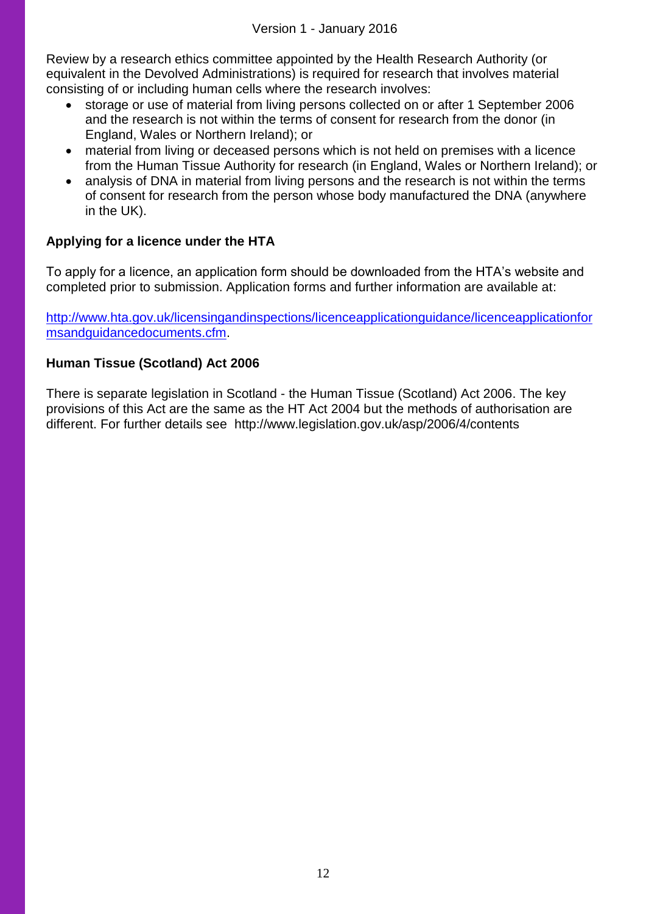Review by a research ethics committee appointed by the Health Research Authority (or equivalent in the Devolved Administrations) is required for research that involves material consisting of or including human cells where the research involves:

- storage or use of material from living persons collected on or after 1 September 2006 and the research is not within the terms of consent for research from the donor (in England, Wales or Northern Ireland); or
- material from living or deceased persons which is not held on premises with a licence from the Human Tissue Authority for research (in England, Wales or Northern Ireland); or
- analysis of DNA in material from living persons and the research is not within the terms of consent for research from the person whose body manufactured the DNA (anywhere in the UK).

**Applying for a licence under the HTA**

To apply for a licence, an application form should be downloaded from the HTA's website and completed prior to submission. Application forms and further information are available at:

[http://www.hta.gov.uk/licensingandinspections/licenceapplicationguidance/licenceapplicationformsandguidancedocuments.cfm](http://www.hta.gov.uk/licensingandinspections/licenceapplicationguidance/licenceapplicationformsandguidancedocuments.cfm).

**Human Tissue (Scotland) Act 2006**

There is separate legislation in Scotland - the Human Tissue (Scotland) Act 2006. The key provisions of this Act are the same as the HT Act 2004 but the methods of authorisation are different. For further details see http://www.legislation.gov.uk/asp/2006/4/contents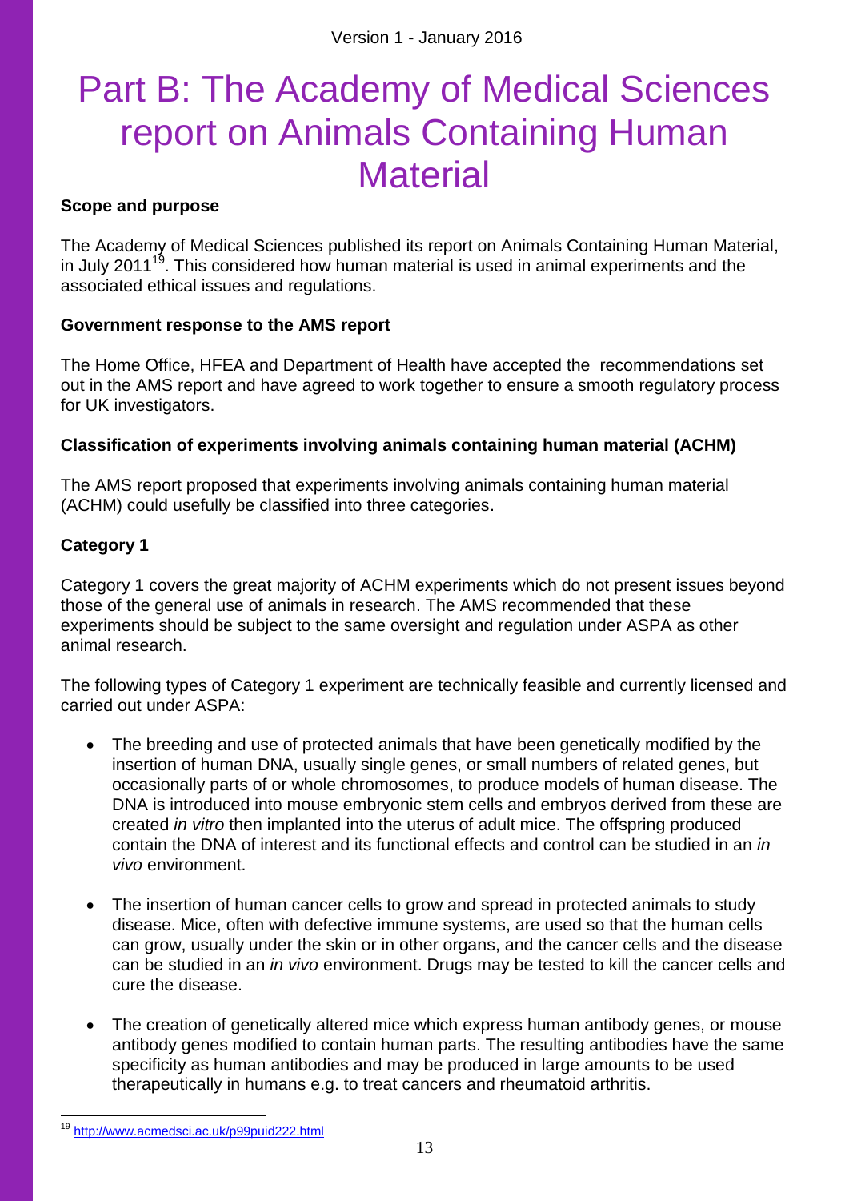# Part B: The Academy of Medical Sciences report on Animals Containing Human Material

**Scope and purpose**

The Academy of Medical Sciences published its report on Animals Containing Human Material, in July 2011[19]. This considered how human material is used in animal experiments and the associated ethical issues and regulations.

**Government response to the AMS report**

The Home Office, HFEA and Department of Health have accepted the recommendations set out in the AMS report and have agreed to work together to ensure a smooth regulatory process for UK investigators.

**Classification of experiments involving animals containing human material (ACHM)**

The AMS report proposed that experiments involving animals containing human material (ACHM) could usefully be classified into three categories.

**Category 1**

Category 1 covers the great majority of ACHM experiments which do not present issues beyond those of the general use of animals in research. The AMS recommended that these experiments should be subject to the same oversight and regulation under ASPA as other animal research.

The following types of Category 1 experiment are technically feasible and currently licensed and carried out under ASPA:

- The breeding and use of protected animals that have been genetically modified by the insertion of human DNA, usually single genes, or small numbers of related genes, but occasionally parts of or whole chromosomes, to produce models of human disease. The DNA is introduced into mouse embryonic stem cells and embryos derived from these are created *in vitro* then implanted into the uterus of adult mice. The offspring produced contain the DNA of interest and its functional effects and control can be studied in an *in vivo* environment.

- The insertion of human cancer cells to grow and spread in protected animals to study disease. Mice, often with defective immune systems, are used so that the human cells can grow, usually under the skin or in other organs, and the cancer cells and the disease can be studied in an *in vivo* environment. Drugs may be tested to kill the cancer cells and cure the disease.

- The creation of genetically altered mice which express human antibody genes, or mouse antibody genes modified to contain human parts. The resulting antibodies have the same specificity as human antibodies and may be produced in large amounts to be used therapeutically in humans e.g. to treat cancers and rheumatoid arthritis.

---

[19] http://www.acmedsci.ac.uk/p99puid222.html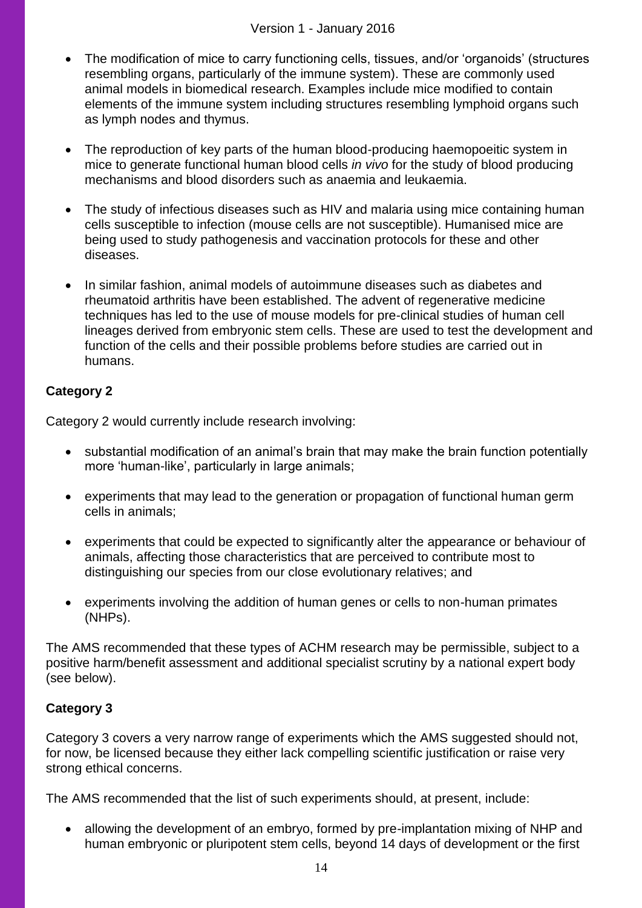- The modification of mice to carry functioning cells, tissues, and/or 'organoids' (structures resembling organs, particularly of the immune system). These are commonly used animal models in biomedical research. Examples include mice modified to contain elements of the immune system including structures resembling lymphoid organs such as lymph nodes and thymus.

- The reproduction of key parts of the human blood-producing haemopoeitic system in mice to generate functional human blood cells *in vivo* for the study of blood producing mechanisms and blood disorders such as anaemia and leukaemia.

- The study of infectious diseases such as HIV and malaria using mice containing human cells susceptible to infection (mouse cells are not susceptible). Humanised mice are being used to study pathogenesis and vaccination protocols for these and other diseases.

- In similar fashion, animal models of autoimmune diseases such as diabetes and rheumatoid arthritis have been established. The advent of regenerative medicine techniques has led to the use of mouse models for pre-clinical studies of human cell lineages derived from embryonic stem cells. These are used to test the development and function of the cells and their possible problems before studies are carried out in humans.

**Category 2**

Category 2 would currently include research involving:

- substantial modification of an animal's brain that may make the brain function potentially more 'human-like', particularly in large animals;

- experiments that may lead to the generation or propagation of functional human germ cells in animals;

- experiments that could be expected to significantly alter the appearance or behaviour of animals, affecting those characteristics that are perceived to contribute most to distinguishing our species from our close evolutionary relatives; and

- experiments involving the addition of human genes or cells to non-human primates (NHPs).

The AMS recommended that these types of ACHM research may be permissible, subject to a positive harm/benefit assessment and additional specialist scrutiny by a national expert body (see below).

**Category 3**

Category 3 covers a very narrow range of experiments which the AMS suggested should not, for now, be licensed because they either lack compelling scientific justification or raise very strong ethical concerns.

The AMS recommended that the list of such experiments should, at present, include:

- allowing the development of an embryo, formed by pre-implantation mixing of NHP and human embryonic or pluripotent stem cells, beyond 14 days of development or the first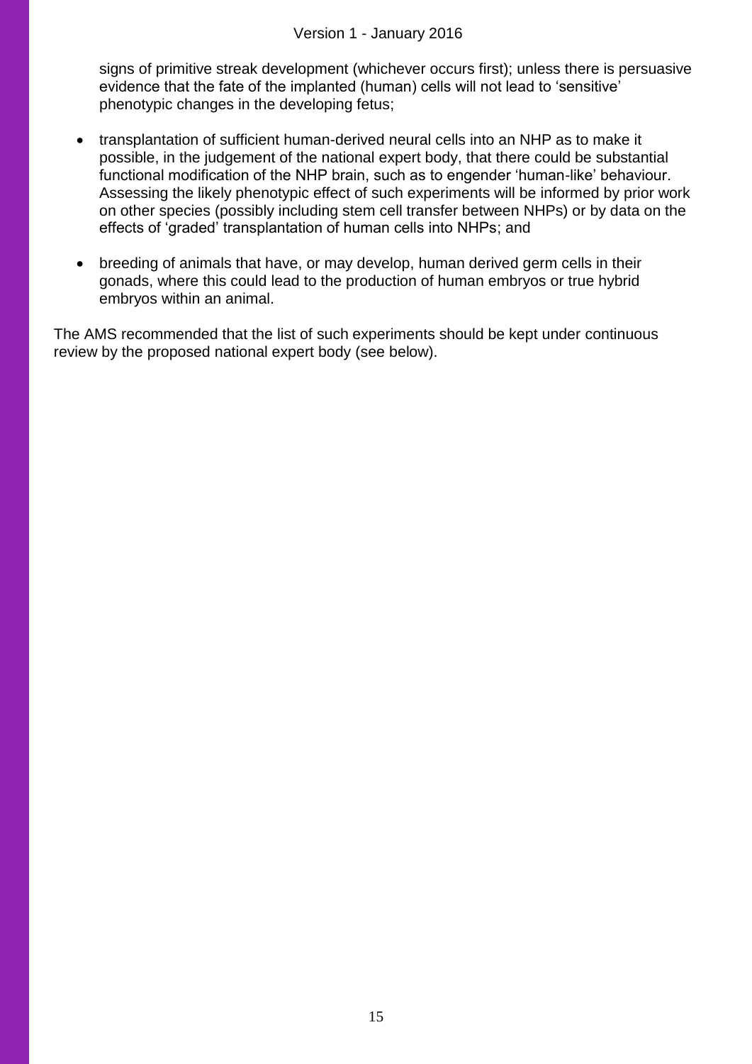signs of primitive streak development (whichever occurs first); unless there is persuasive evidence that the fate of the implanted (human) cells will not lead to 'sensitive' phenotypic changes in the developing fetus;

- transplantation of sufficient human-derived neural cells into an NHP as to make it possible, in the judgement of the national expert body, that there could be substantial functional modification of the NHP brain, such as to engender 'human-like' behaviour. Assessing the likely phenotypic effect of such experiments will be informed by prior work on other species (possibly including stem cell transfer between NHPs) or by data on the effects of 'graded' transplantation of human cells into NHPs; and
- breeding of animals that have, or may develop, human derived germ cells in their gonads, where this could lead to the production of human embryos or true hybrid embryos within an animal.

The AMS recommended that the list of such experiments should be kept under continuous review by the proposed national expert body (see below).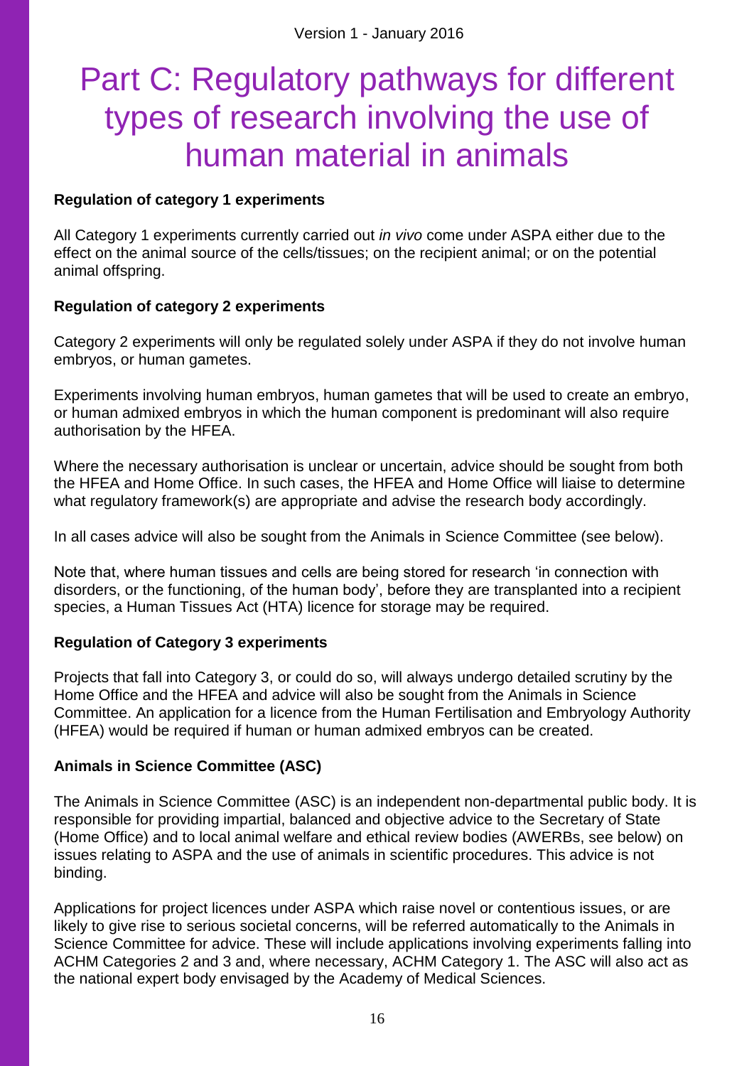# Part C: Regulatory pathways for different types of research involving the use of human material in animals

**Regulation of category 1 experiments**

All Category 1 experiments currently carried out *in vivo* come under ASPA either due to the effect on the animal source of the cells/tissues; on the recipient animal; or on the potential animal offspring.

**Regulation of category 2 experiments**

Category 2 experiments will only be regulated solely under ASPA if they do not involve human embryos, or human gametes.

Experiments involving human embryos, human gametes that will be used to create an embryo, or human admixed embryos in which the human component is predominant will also require authorisation by the HFEA.

Where the necessary authorisation is unclear or uncertain, advice should be sought from both the HFEA and Home Office. In such cases, the HFEA and Home Office will liaise to determine what regulatory framework(s) are appropriate and advise the research body accordingly.

In all cases advice will also be sought from the Animals in Science Committee (see below).

Note that, where human tissues and cells are being stored for research 'in connection with disorders, or the functioning, of the human body', before they are transplanted into a recipient species, a Human Tissues Act (HTA) licence for storage may be required.

**Regulation of Category 3 experiments**

Projects that fall into Category 3, or could do so, will always undergo detailed scrutiny by the Home Office and the HFEA and advice will also be sought from the Animals in Science Committee. An application for a licence from the Human Fertilisation and Embryology Authority (HFEA) would be required if human or human admixed embryos can be created.

**Animals in Science Committee (ASC)**

The Animals in Science Committee (ASC) is an independent non-departmental public body. It is responsible for providing impartial, balanced and objective advice to the Secretary of State (Home Office) and to local animal welfare and ethical review bodies (AWERBs, see below) on issues relating to ASPA and the use of animals in scientific procedures. This advice is not binding.

Applications for project licences under ASPA which raise novel or contentious issues, or are likely to give rise to serious societal concerns, will be referred automatically to the Animals in Science Committee for advice. These will include applications involving experiments falling into ACHM Categories 2 and 3 and, where necessary, ACHM Category 1. The ASC will also act as the national expert body envisaged by the Academy of Medical Sciences.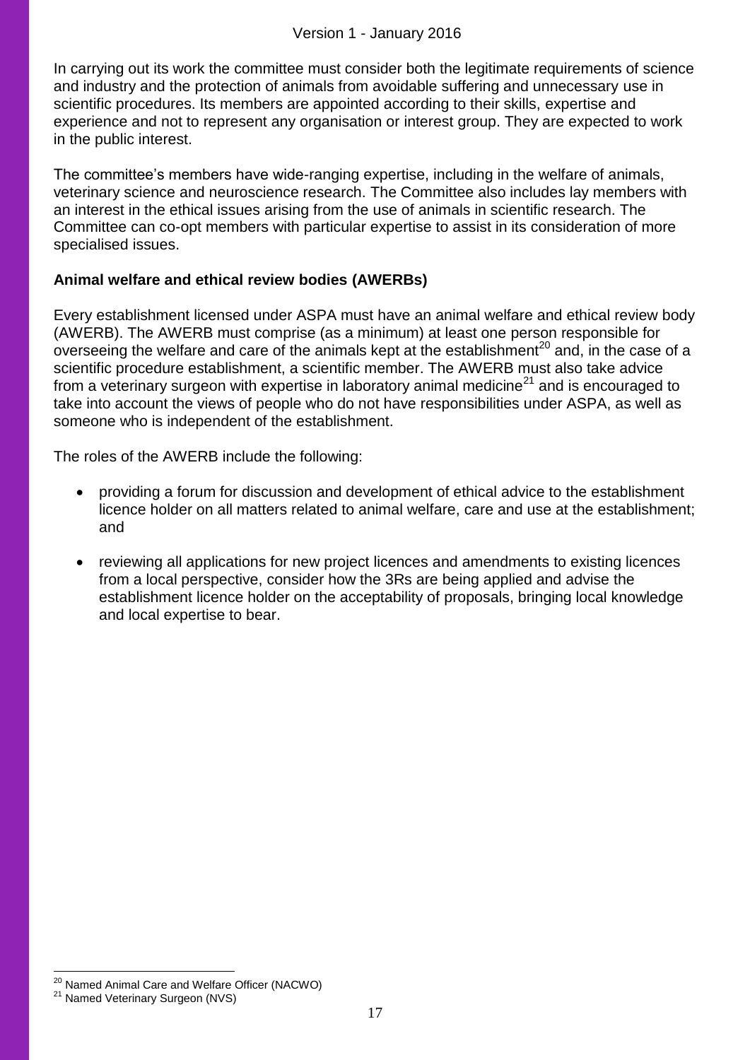In carrying out its work the committee must consider both the legitimate requirements of science and industry and the protection of animals from avoidable suffering and unnecessary use in scientific procedures. Its members are appointed according to their skills, expertise and experience and not to represent any organisation or interest group. They are expected to work in the public interest.

The committee's members have wide-ranging expertise, including in the welfare of animals, veterinary science and neuroscience research. The Committee also includes lay members with an interest in the ethical issues arising from the use of animals in scientific research. The Committee can co-opt members with particular expertise to assist in its consideration of more specialised issues.

**Animal welfare and ethical review bodies (AWERBs)**

Every establishment licensed under ASPA must have an animal welfare and ethical review body (AWERB). The AWERB must comprise (as a minimum) at least one person responsible for overseeing the welfare and care of the animals kept at the establishment[20] and, in the case of a scientific procedure establishment, a scientific member. The AWERB must also take advice from a veterinary surgeon with expertise in laboratory animal medicine[21] and is encouraged to take into account the views of people who do not have responsibilities under ASPA, as well as someone who is independent of the establishment.

The roles of the AWERB include the following:

- providing a forum for discussion and development of ethical advice to the establishment licence holder on all matters related to animal welfare, care and use at the establishment; and
- reviewing all applications for new project licences and amendments to existing licences from a local perspective, consider how the 3Rs are being applied and advise the establishment licence holder on the acceptability of proposals, bringing local knowledge and local expertise to bear.

[20] Named Animal Care and Welfare Officer (NACWO)

[21] Named Veterinary Surgeon (NVS)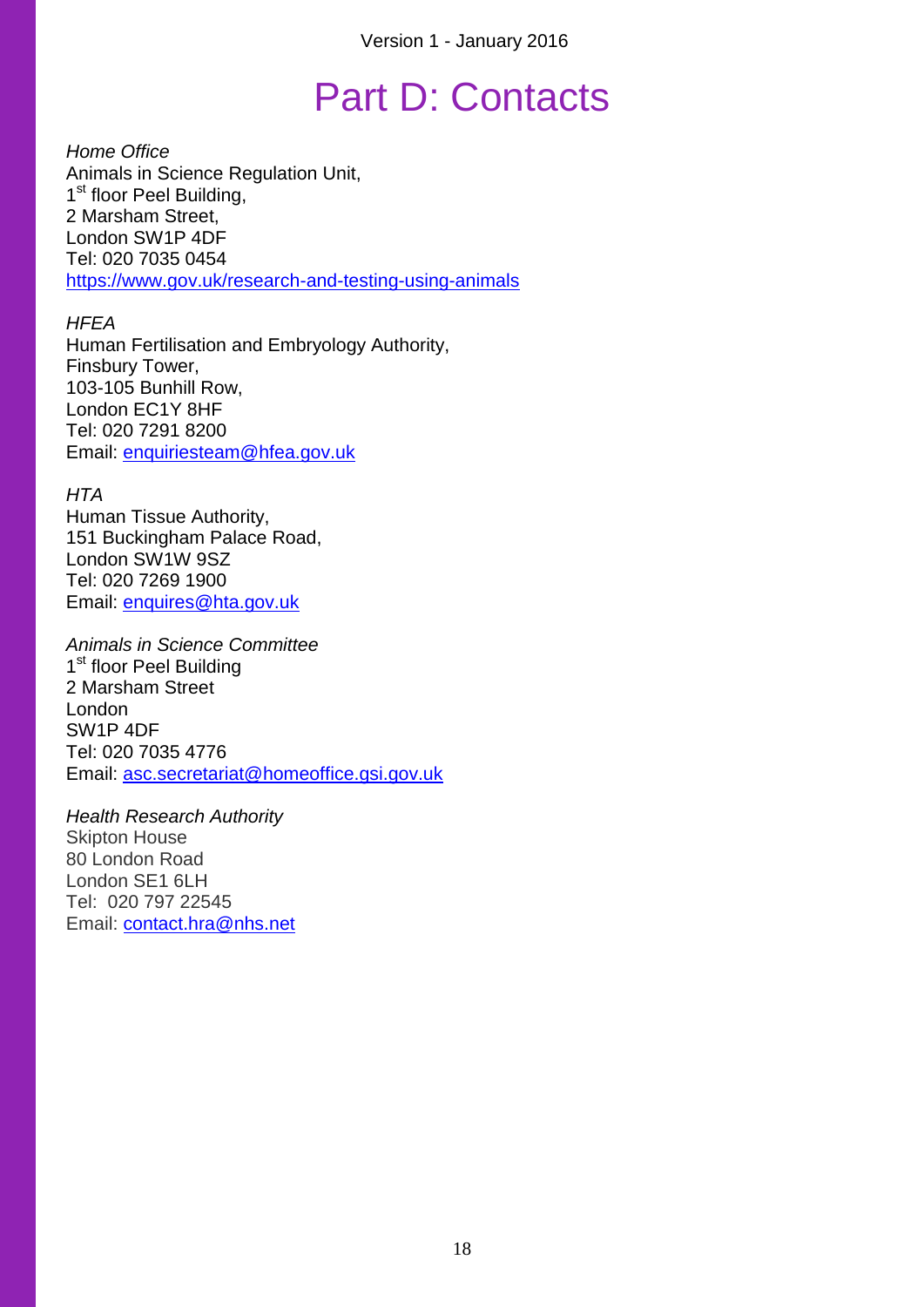# Part D: Contacts

*Home Office*
Animals in Science Regulation Unit,
1st floor Peel Building,
2 Marsham Street,
London SW1P 4DF
Tel: 020 7035 0454
https://www.gov.uk/research-and-testing-using-animals

*HFEA*
Human Fertilisation and Embryology Authority,
Finsbury Tower,
103-105 Bunhill Row,
London EC1Y 8HF
Tel: 020 7291 8200
Email: enquiriesteam@hfea.gov.uk

*HTA*
Human Tissue Authority,
151 Buckingham Palace Road,
London SW1W 9SZ
Tel: 020 7269 1900
Email: enquires@hta.gov.uk

*Animals in Science Committee*
1st floor Peel Building
2 Marsham Street
London
SW1P 4DF
Tel: 020 7035 4776
Email: asc.secretariat@homeoffice.gsi.gov.uk

*Health Research Authority*
Skipton House
80 London Road
London SE1 6LH
Tel: 020 797 22545
Email: contact.hra@nhs.net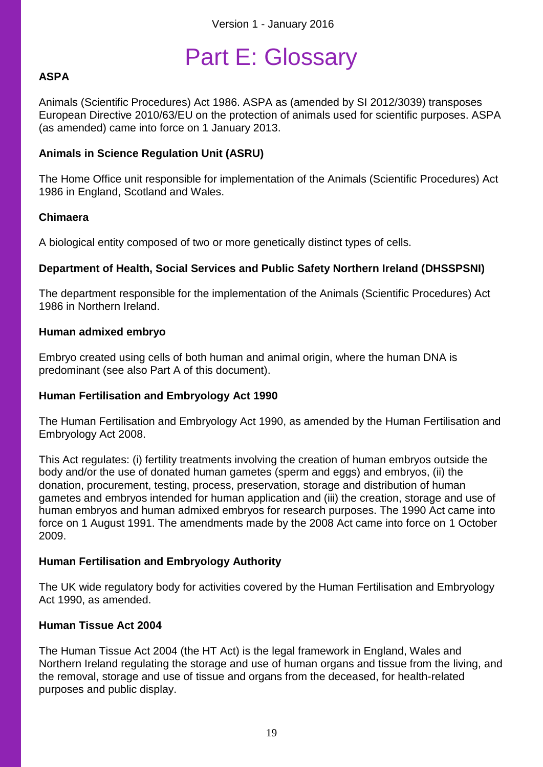# Part E: Glossary

**ASPA**

Animals (Scientific Procedures) Act 1986. ASPA as (amended by SI 2012/3039) transposes European Directive 2010/63/EU on the protection of animals used for scientific purposes. ASPA (as amended) came into force on 1 January 2013.

**Animals in Science Regulation Unit (ASRU)**

The Home Office unit responsible for implementation of the Animals (Scientific Procedures) Act 1986 in England, Scotland and Wales.

**Chimaera**

A biological entity composed of two or more genetically distinct types of cells.

**Department of Health, Social Services and Public Safety Northern Ireland (DHSSPSNI)**

The department responsible for the implementation of the Animals (Scientific Procedures) Act 1986 in Northern Ireland.

**Human admixed embryo**

Embryo created using cells of both human and animal origin, where the human DNA is predominant (see also Part A of this document).

**Human Fertilisation and Embryology Act 1990**

The Human Fertilisation and Embryology Act 1990, as amended by the Human Fertilisation and Embryology Act 2008.

This Act regulates: (i) fertility treatments involving the creation of human embryos outside the body and/or the use of donated human gametes (sperm and eggs) and embryos, (ii) the donation, procurement, testing, process, preservation, storage and distribution of human gametes and embryos intended for human application and (iii) the creation, storage and use of human embryos and human admixed embryos for research purposes. The 1990 Act came into force on 1 August 1991. The amendments made by the 2008 Act came into force on 1 October 2009.

**Human Fertilisation and Embryology Authority**

The UK wide regulatory body for activities covered by the Human Fertilisation and Embryology Act 1990, as amended.

**Human Tissue Act 2004**

The Human Tissue Act 2004 (the HT Act) is the legal framework in England, Wales and Northern Ireland regulating the storage and use of human organs and tissue from the living, and the removal, storage and use of tissue and organs from the deceased, for health-related purposes and public display.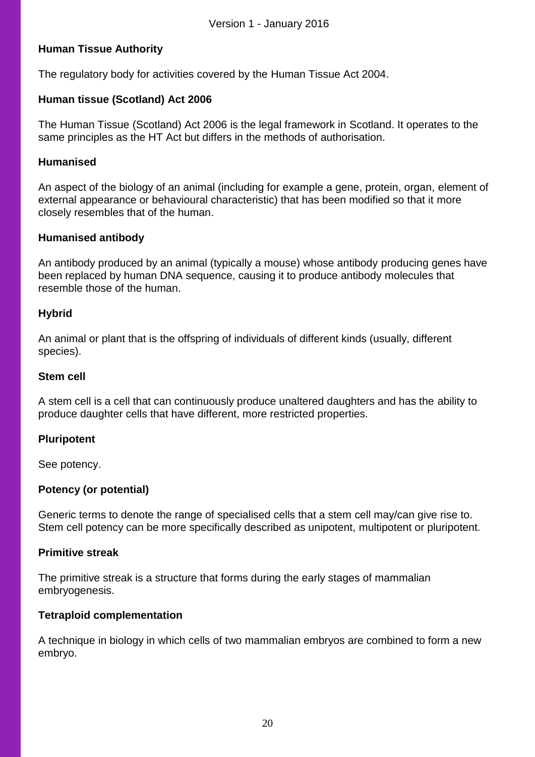**Human Tissue Authority**

The regulatory body for activities covered by the Human Tissue Act 2004.

**Human tissue (Scotland) Act 2006**

The Human Tissue (Scotland) Act 2006 is the legal framework in Scotland. It operates to the same principles as the HT Act but differs in the methods of authorisation.

**Humanised**

An aspect of the biology of an animal (including for example a gene, protein, organ, element of external appearance or behavioural characteristic) that has been modified so that it more closely resembles that of the human.

**Humanised antibody**

An antibody produced by an animal (typically a mouse) whose antibody producing genes have been replaced by human DNA sequence, causing it to produce antibody molecules that resemble those of the human.

**Hybrid**

An animal or plant that is the offspring of individuals of different kinds (usually, different species).

**Stem cell**

A stem cell is a cell that can continuously produce unaltered daughters and has the ability to produce daughter cells that have different, more restricted properties.

**Pluripotent**

See potency.

**Potency (or potential)**

Generic terms to denote the range of specialised cells that a stem cell may/can give rise to. Stem cell potency can be more specifically described as unipotent, multipotent or pluripotent.

**Primitive streak**

The primitive streak is a structure that forms during the early stages of mammalian embryogenesis.

**Tetraploid complementation**

A technique in biology in which cells of two mammalian embryos are combined to form a new embryo.